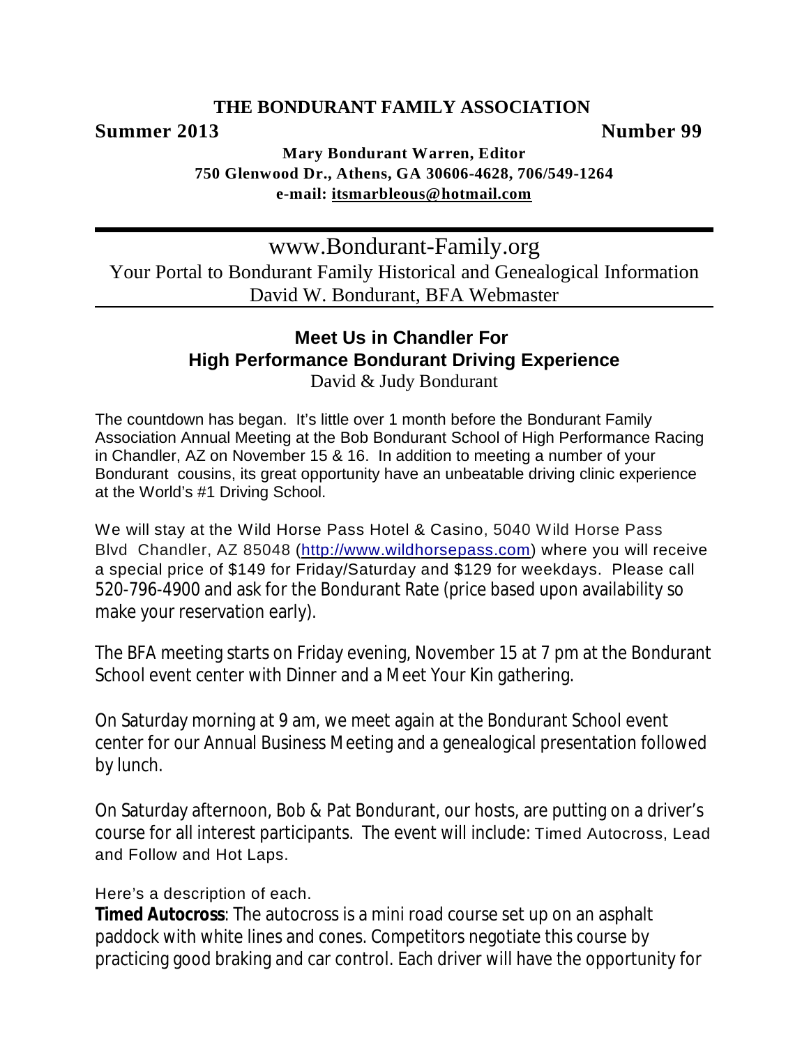# THE BONDURANT FAMILY ASSOCIATION

**Summer 2013** **Number 99**

**Mary Bondurant Warren, Editor**
**750 Glenwood Dr., Athens, GA 30606-4628, 706/549-1264**
**e-mail: itsmarbleous@hotmail.com**

---

www.Bondurant-Family.org
Your Portal to Bondurant Family Historical and Genealogical Information
David W. Bondurant, BFA Webmaster

---

## Meet Us in Chandler For High Performance Bondurant Driving Experience

David & Judy Bondurant

The countdown has began. It's little over 1 month before the Bondurant Family Association Annual Meeting at the Bob Bondurant School of High Performance Racing in Chandler, AZ on November 15 & 16. In addition to meeting a number of your Bondurant cousins, its great opportunity have an unbeatable driving clinic experience at the World's #1 Driving School.

We will stay at the Wild Horse Pass Hotel & Casino, 5040 Wild Horse Pass Blvd Chandler, AZ 85048 (http://www.wildhorsepass.com) where you will receive a special price of $149 for Friday/Saturday and $129 for weekdays. Please call 520-796-4900 and ask for the Bondurant Rate (price based upon availability so make your reservation early).

The BFA meeting starts on Friday evening, November 15 at 7 pm at the Bondurant School event center with Dinner and a Meet Your Kin gathering.

On Saturday morning at 9 am, we meet again at the Bondurant School event center for our Annual Business Meeting and a genealogical presentation followed by lunch.

On Saturday afternoon, Bob & Pat Bondurant, our hosts, are putting on a driver's course for all interest participants. The event will include: Timed Autocross, Lead and Follow and Hot Laps.

Here's a description of each.

**Timed Autocross**: The autocross is a mini road course set up on an asphalt paddock with white lines and cones. Competitors negotiate this course by practicing good braking and car control. Each driver will have the opportunity for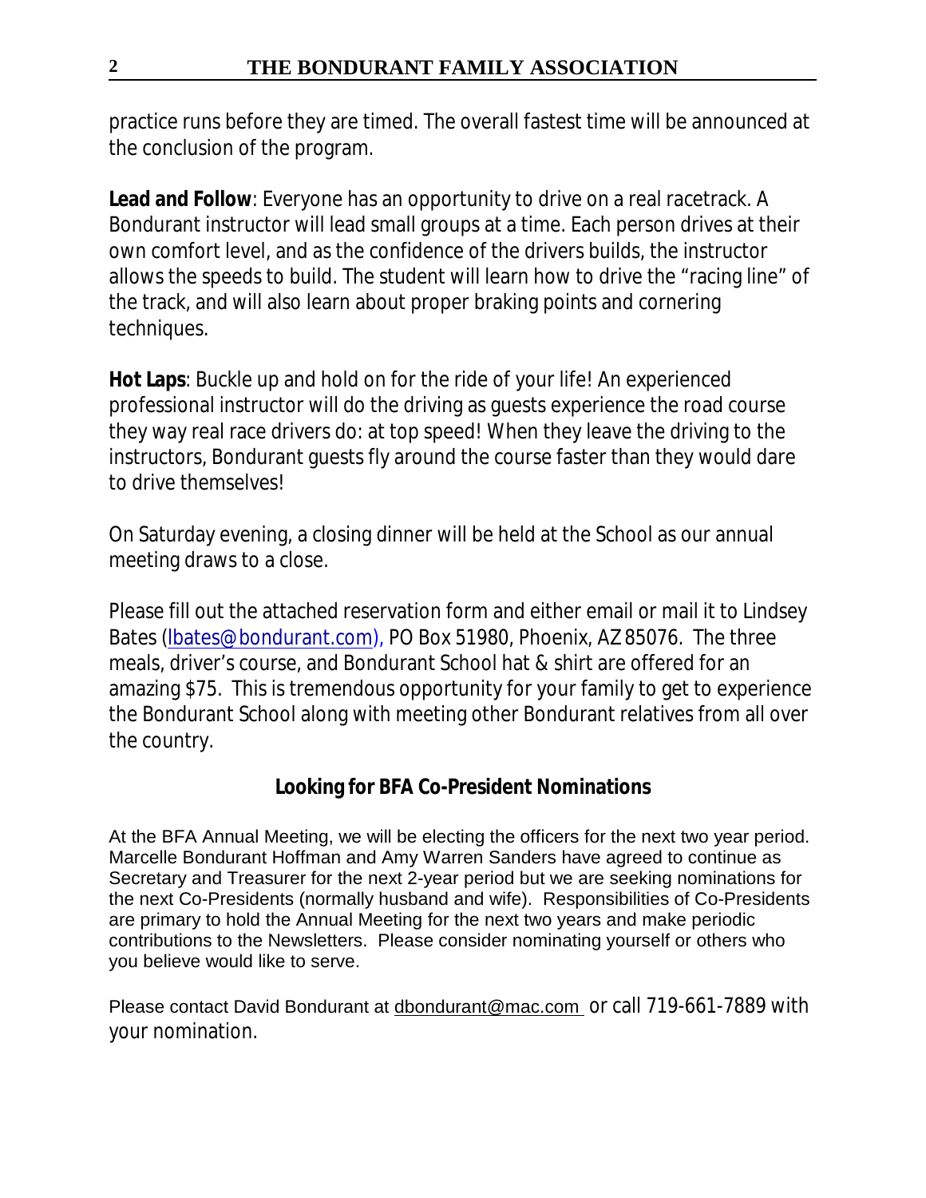practice runs before they are timed. The overall fastest time will be announced at the conclusion of the program.

**Lead and Follow**: Everyone has an opportunity to drive on a real racetrack. A Bondurant instructor will lead small groups at a time. Each person drives at their own comfort level, and as the confidence of the drivers builds, the instructor allows the speeds to build. The student will learn how to drive the "racing line" of the track, and will also learn about proper braking points and cornering techniques.

**Hot Laps**: Buckle up and hold on for the ride of your life! An experienced professional instructor will do the driving as guests experience the road course they way real race drivers do: at top speed! When they leave the driving to the instructors, Bondurant guests fly around the course faster than they would dare to drive themselves!

On Saturday evening, a closing dinner will be held at the School as our annual meeting draws to a close.

Please fill out the attached reservation form and either email or mail it to Lindsey Bates (lbates@bondurant.com), PO Box 51980, Phoenix, AZ 85076. The three meals, driver's course, and Bondurant School hat & shirt are offered for an amazing $75. This is tremendous opportunity for your family to get to experience the Bondurant School along with meeting other Bondurant relatives from all over the country.

## Looking for BFA Co-President Nominations

At the BFA Annual Meeting, we will be electing the officers for the next two year period. Marcelle Bondurant Hoffman and Amy Warren Sanders have agreed to continue as Secretary and Treasurer for the next 2-year period but we are seeking nominations for the next Co-Presidents (normally husband and wife). Responsibilities of Co-Presidents are primary to hold the Annual Meeting for the next two years and make periodic contributions to the Newsletters. Please consider nominating yourself or others who you believe would like to serve.

Please contact David Bondurant at dbondurant@mac.com or call 719-661-7889 with your nomination.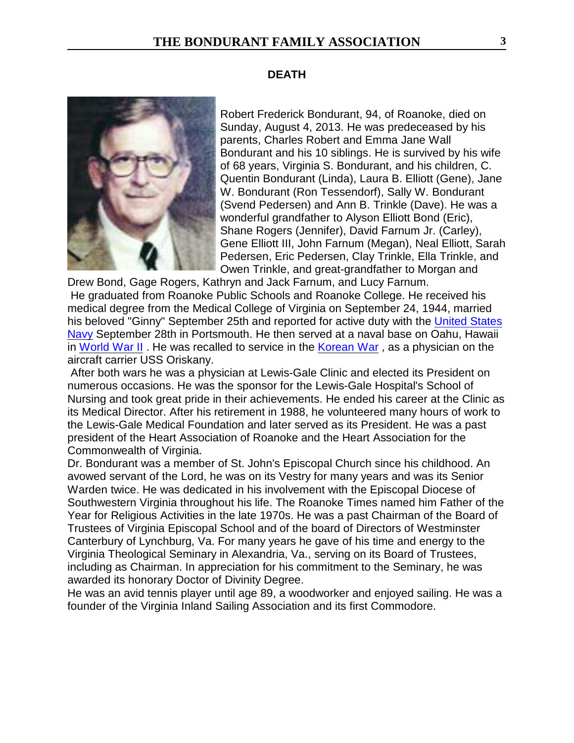## DEATH

Robert Frederick Bondurant, 94, of Roanoke, died on Sunday, August 4, 2013. He was predeceased by his parents, Charles Robert and Emma Jane Wall Bondurant and his 10 siblings. He is survived by his wife of 68 years, Virginia S. Bondurant, and his children, C. Quentin Bondurant (Linda), Laura B. Elliott (Gene), Jane W. Bondurant (Ron Tessendorf), Sally W. Bondurant (Svend Pedersen) and Ann B. Trinkle (Dave). He was a wonderful grandfather to Alyson Elliott Bond (Eric), Shane Rogers (Jennifer), David Farnum Jr. (Carley), Gene Elliott III, John Farnum (Megan), Neal Elliott, Sarah Pedersen, Eric Pedersen, Clay Trinkle, Ella Trinkle, and Owen Trinkle, and great-grandfather to Morgan and Drew Bond, Gage Rogers, Kathryn and Jack Farnum, and Lucy Farnum.

He graduated from Roanoke Public Schools and Roanoke College. He received his medical degree from the Medical College of Virginia on September 24, 1944, married his beloved "Ginny" September 25th and reported for active duty with the United States Navy September 28th in Portsmouth. He then served at a naval base on Oahu, Hawaii in World War II . He was recalled to service in the Korean War , as a physician on the aircraft carrier USS Oriskany.

After both wars he was a physician at Lewis-Gale Clinic and elected its President on numerous occasions. He was the sponsor for the Lewis-Gale Hospital's School of Nursing and took great pride in their achievements. He ended his career at the Clinic as its Medical Director. After his retirement in 1988, he volunteered many hours of work to the Lewis-Gale Medical Foundation and later served as its President. He was a past president of the Heart Association of Roanoke and the Heart Association for the Commonwealth of Virginia.

Dr. Bondurant was a member of St. John's Episcopal Church since his childhood. An avowed servant of the Lord, he was on its Vestry for many years and was its Senior Warden twice. He was dedicated in his involvement with the Episcopal Diocese of Southwestern Virginia throughout his life. The Roanoke Times named him Father of the Year for Religious Activities in the late 1970s. He was a past Chairman of the Board of Trustees of Virginia Episcopal School and of the board of Directors of Westminster Canterbury of Lynchburg, Va. For many years he gave of his time and energy to the Virginia Theological Seminary in Alexandria, Va., serving on its Board of Trustees, including as Chairman. In appreciation for his commitment to the Seminary, he was awarded its honorary Doctor of Divinity Degree.

He was an avid tennis player until age 89, a woodworker and enjoyed sailing. He was a founder of the Virginia Inland Sailing Association and its first Commodore.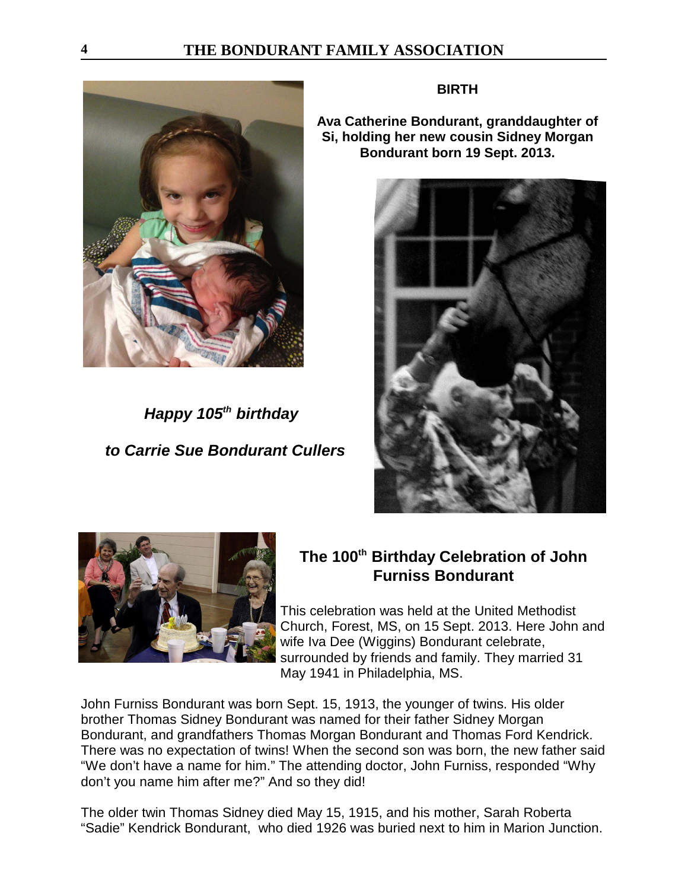**BIRTH**

**Ava Catherine Bondurant, granddaughter of Si, holding her new cousin Sidney Morgan Bondurant born 19 Sept. 2013.**

***Happy 105th birthday***

***to Carrie Sue Bondurant Cullers***

## The 100th Birthday Celebration of John Furniss Bondurant

This celebration was held at the United Methodist Church, Forest, MS, on 15 Sept. 2013. Here John and wife Iva Dee (Wiggins) Bondurant celebrate, surrounded by friends and family. They married 31 May 1941 in Philadelphia, MS.

John Furniss Bondurant was born Sept. 15, 1913, the younger of twins. His older brother Thomas Sidney Bondurant was named for their father Sidney Morgan Bondurant, and grandfathers Thomas Morgan Bondurant and Thomas Ford Kendrick. There was no expectation of twins! When the second son was born, the new father said "We don't have a name for him." The attending doctor, John Furniss, responded "Why don't you name him after me?" And so they did!

The older twin Thomas Sidney died May 15, 1915, and his mother, Sarah Roberta "Sadie" Kendrick Bondurant, who died 1926 was buried next to him in Marion Junction.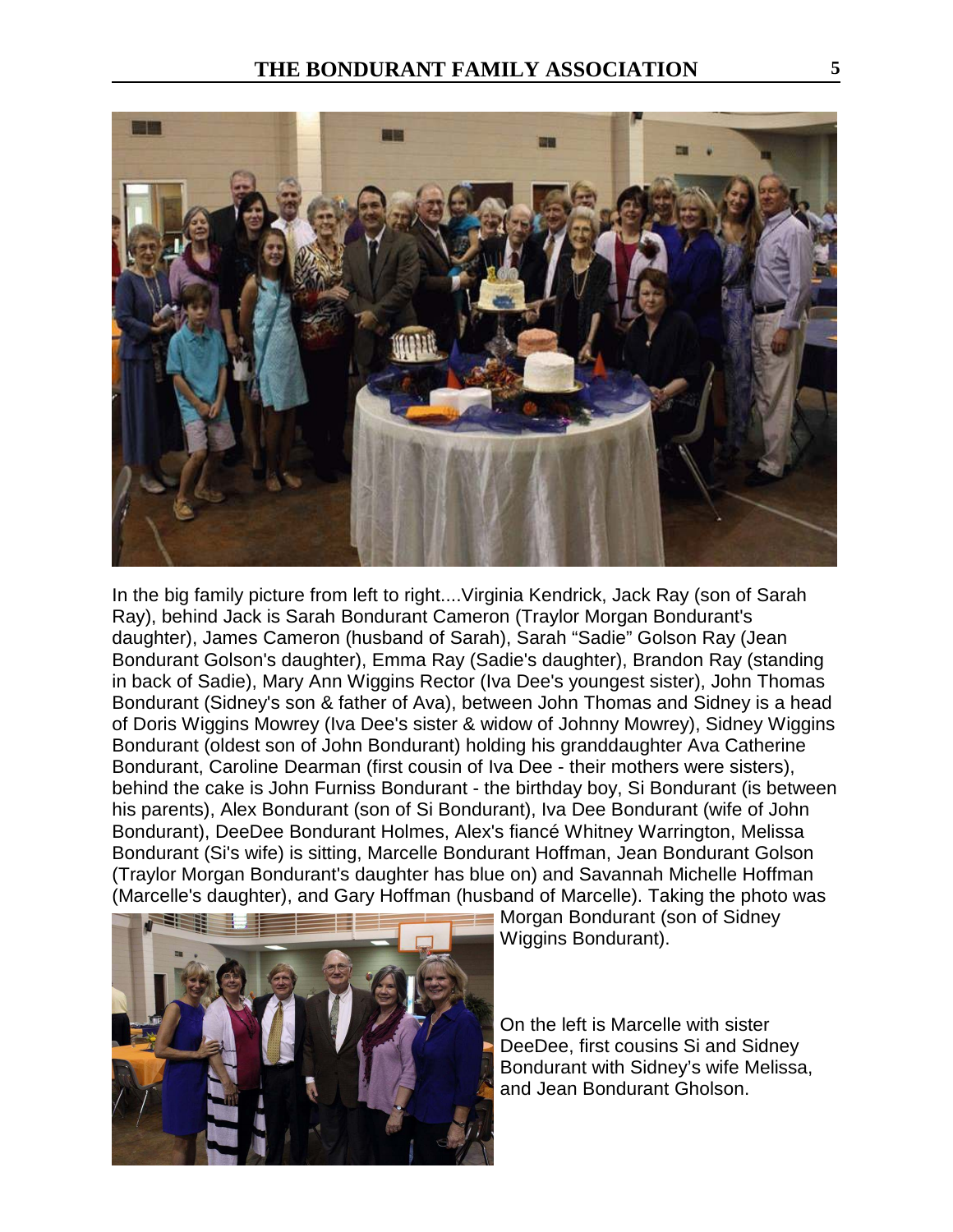In the big family picture from left to right....Virginia Kendrick, Jack Ray (son of Sarah Ray), behind Jack is Sarah Bondurant Cameron (Traylor Morgan Bondurant's daughter), James Cameron (husband of Sarah), Sarah "Sadie" Golson Ray (Jean Bondurant Golson's daughter), Emma Ray (Sadie's daughter), Brandon Ray (standing in back of Sadie), Mary Ann Wiggins Rector (Iva Dee's youngest sister), John Thomas Bondurant (Sidney's son & father of Ava), between John Thomas and Sidney is a head of Doris Wiggins Mowrey (Iva Dee's sister & widow of Johnny Mowrey), Sidney Wiggins Bondurant (oldest son of John Bondurant) holding his granddaughter Ava Catherine Bondurant, Caroline Dearman (first cousin of Iva Dee - their mothers were sisters), behind the cake is John Furniss Bondurant - the birthday boy, Si Bondurant (is between his parents), Alex Bondurant (son of Si Bondurant), Iva Dee Bondurant (wife of John Bondurant), DeeDee Bondurant Holmes, Alex's fiancé Whitney Warrington, Melissa Bondurant (Si's wife) is sitting, Marcelle Bondurant Hoffman, Jean Bondurant Golson (Traylor Morgan Bondurant's daughter has blue on) and Savannah Michelle Hoffman (Marcelle's daughter), and Gary Hoffman (husband of Marcelle). Taking the photo was Morgan Bondurant (son of Sidney Wiggins Bondurant).

On the left is Marcelle with sister DeeDee, first cousins Si and Sidney Bondurant with Sidney's wife Melissa, and Jean Bondurant Gholson.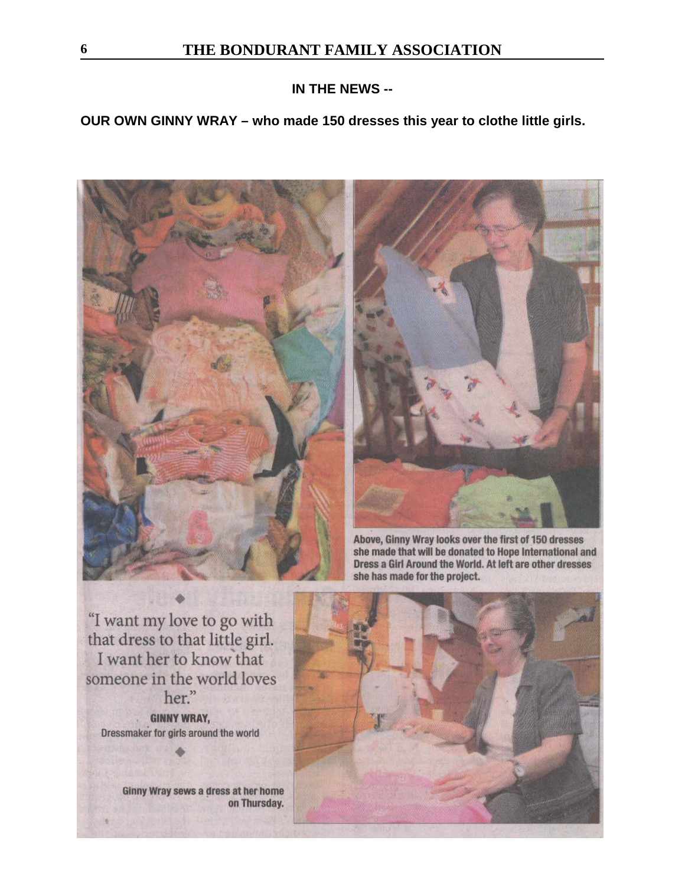## IN THE NEWS --

**OUR OWN GINNY WRAY – who made 150 dresses this year to clothe little girls.**

Above, Ginny Wray looks over the first of 150 dresses she made that will be donated to Hope International and Dress a Girl Around the World. At left are other dresses she has made for the project.

"I want my love to go with that dress to that little girl. I want her to know that someone in the world loves her."

**GINNY WRAY,**
Dressmaker for girls around the world

Ginny Wray sews a dress at her home on Thursday.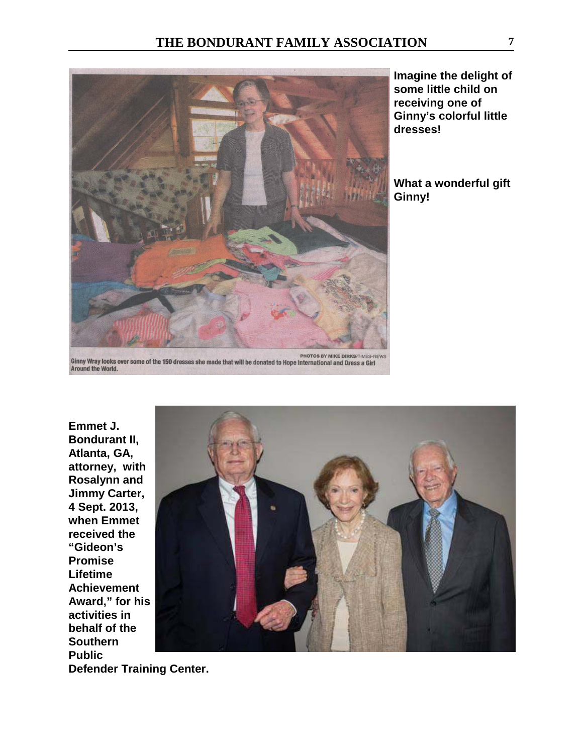PHOTOS BY MIKE DIRKS/TIMES-NEWS

Ginny Wray looks over some of the 150 dresses she made that will be donated to Hope International and Dress a Girl Around the World.

**Imagine the delight of some little child on receiving one of Ginny's colorful little dresses!**

**What a wonderful gift Ginny!**

**Emmet J. Bondurant II, Atlanta, GA, attorney, with Rosalynn and Jimmy Carter, 4 Sept. 2013, when Emmet received the "Gideon's Promise Lifetime Achievement Award," for his activities in behalf of the Southern Public Defender Training Center.**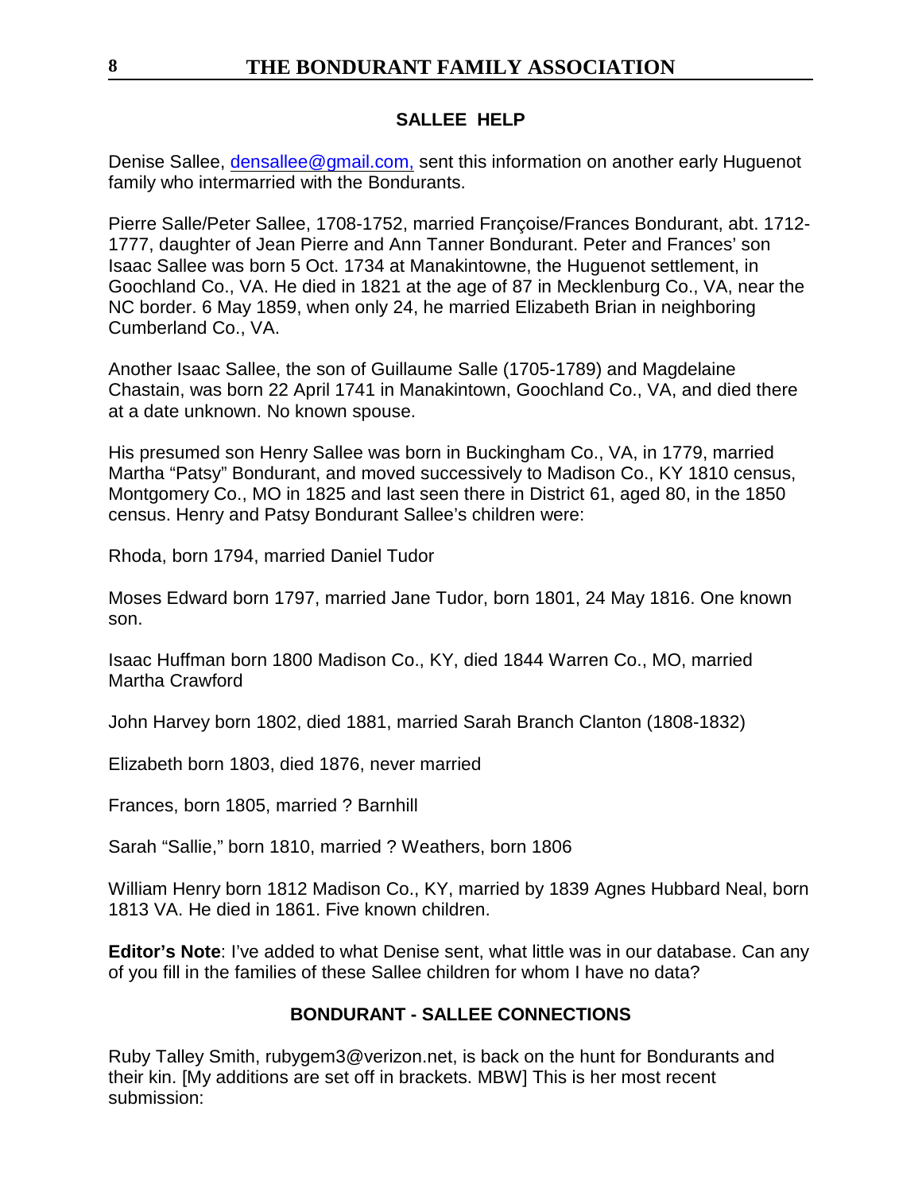## SALLEE HELP

Denise Sallee, densallee@gmail.com, sent this information on another early Huguenot family who intermarried with the Bondurants.

Pierre Salle/Peter Sallee, 1708-1752, married Françoise/Frances Bondurant, abt. 1712-1777, daughter of Jean Pierre and Ann Tanner Bondurant. Peter and Frances' son Isaac Sallee was born 5 Oct. 1734 at Manakintowne, the Huguenot settlement, in Goochland Co., VA. He died in 1821 at the age of 87 in Mecklenburg Co., VA, near the NC border. 6 May 1859, when only 24, he married Elizabeth Brian in neighboring Cumberland Co., VA.

Another Isaac Sallee, the son of Guillaume Salle (1705-1789) and Magdelaine Chastain, was born 22 April 1741 in Manakintown, Goochland Co., VA, and died there at a date unknown. No known spouse.

His presumed son Henry Sallee was born in Buckingham Co., VA, in 1779, married Martha "Patsy" Bondurant, and moved successively to Madison Co., KY 1810 census, Montgomery Co., MO in 1825 and last seen there in District 61, aged 80, in the 1850 census. Henry and Patsy Bondurant Sallee's children were:

Rhoda, born 1794, married Daniel Tudor

Moses Edward born 1797, married Jane Tudor, born 1801, 24 May 1816. One known son.

Isaac Huffman born 1800 Madison Co., KY, died 1844 Warren Co., MO, married Martha Crawford

John Harvey born 1802, died 1881, married Sarah Branch Clanton (1808-1832)

Elizabeth born 1803, died 1876, never married

Frances, born 1805, married ? Barnhill

Sarah "Sallie," born 1810, married ? Weathers, born 1806

William Henry born 1812 Madison Co., KY, married by 1839 Agnes Hubbard Neal, born 1813 VA. He died in 1861. Five known children.

**Editor's Note**: I've added to what Denise sent, what little was in our database. Can any of you fill in the families of these Sallee children for whom I have no data?

## BONDURANT - SALLEE CONNECTIONS

Ruby Talley Smith, rubygem3@verizon.net, is back on the hunt for Bondurants and their kin. [My additions are set off in brackets. MBW] This is her most recent submission: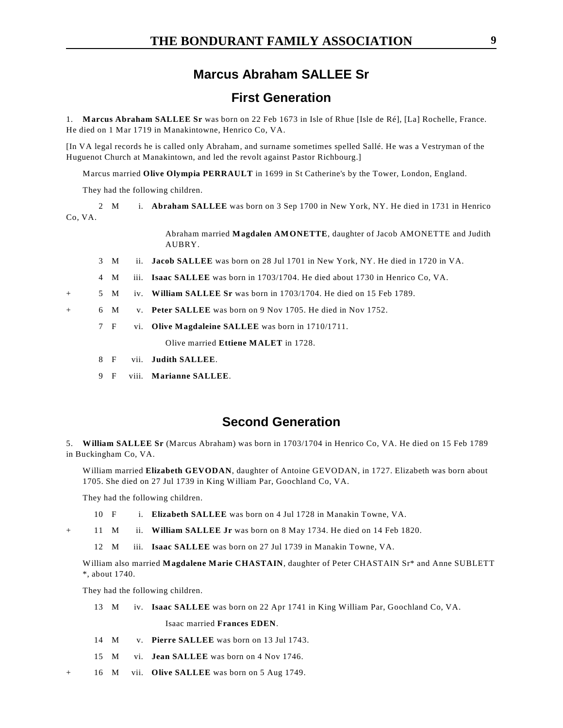## Marcus Abraham SALLEE Sr

## First Generation

1. **Marcus Abraham SALLEE Sr** was born on 22 Feb 1673 in Isle of Rhue [Isle de Ré], [La] Rochelle, France. He died on 1 Mar 1719 in Manakintowne, Henrico Co, VA.

[In VA legal records he is called only Abraham, and surname sometimes spelled Sallé. He was a Vestryman of the Huguenot Church at Manakintown, and led the revolt against Pastor Richbourg.]

Marcus married **Olive Olympia PERRAULT** in 1699 in St Catherine's by the Tower, London, England.

They had the following children.

2 M i. **Abraham SALLEE** was born on 3 Sep 1700 in New York, NY. He died in 1731 in Henrico Co, VA.

Abraham married **Magdalen AMONETTE**, daughter of Jacob AMONETTE and Judith AUBRY.

3 M ii. **Jacob SALLEE** was born on 28 Jul 1701 in New York, NY. He died in 1720 in VA.

4 M iii. **Isaac SALLEE** was born in 1703/1704. He died about 1730 in Henrico Co, VA.

\+ 5 M iv. **William SALLEE Sr** was born in 1703/1704. He died on 15 Feb 1789.

\+ 6 M v. **Peter SALLEE** was born on 9 Nov 1705. He died in Nov 1752.

7 F vi. **Olive Magdaleine SALLEE** was born in 1710/1711.

Olive married **Ettiene MALET** in 1728.

8 F vii. **Judith SALLEE**.

9 F viii. **Marianne SALLEE**.

## Second Generation

5. **William SALLEE Sr** (Marcus Abraham) was born in 1703/1704 in Henrico Co, VA. He died on 15 Feb 1789 in Buckingham Co, VA.

William married **Elizabeth GEVODAN**, daughter of Antoine GEVODAN, in 1727. Elizabeth was born about 1705. She died on 27 Jul 1739 in King William Par, Goochland Co, VA.

They had the following children.

10 F i. **Elizabeth SALLEE** was born on 4 Jul 1728 in Manakin Towne, VA.

\+ 11 M ii. **William SALLEE Jr** was born on 8 May 1734. He died on 14 Feb 1820.

12 M iii. **Isaac SALLEE** was born on 27 Jul 1739 in Manakin Towne, VA.

William also married **Magdalene Marie CHASTAIN**, daughter of Peter CHASTAIN Sr* and Anne SUBLETT *, about 1740.

They had the following children.

13 M iv. **Isaac SALLEE** was born on 22 Apr 1741 in King William Par, Goochland Co, VA.

Isaac married **Frances EDEN**.

14 M v. **Pierre SALLEE** was born on 13 Jul 1743.

15 M vi. **Jean SALLEE** was born on 4 Nov 1746.

\+ 16 M vii. **Olive SALLEE** was born on 5 Aug 1749.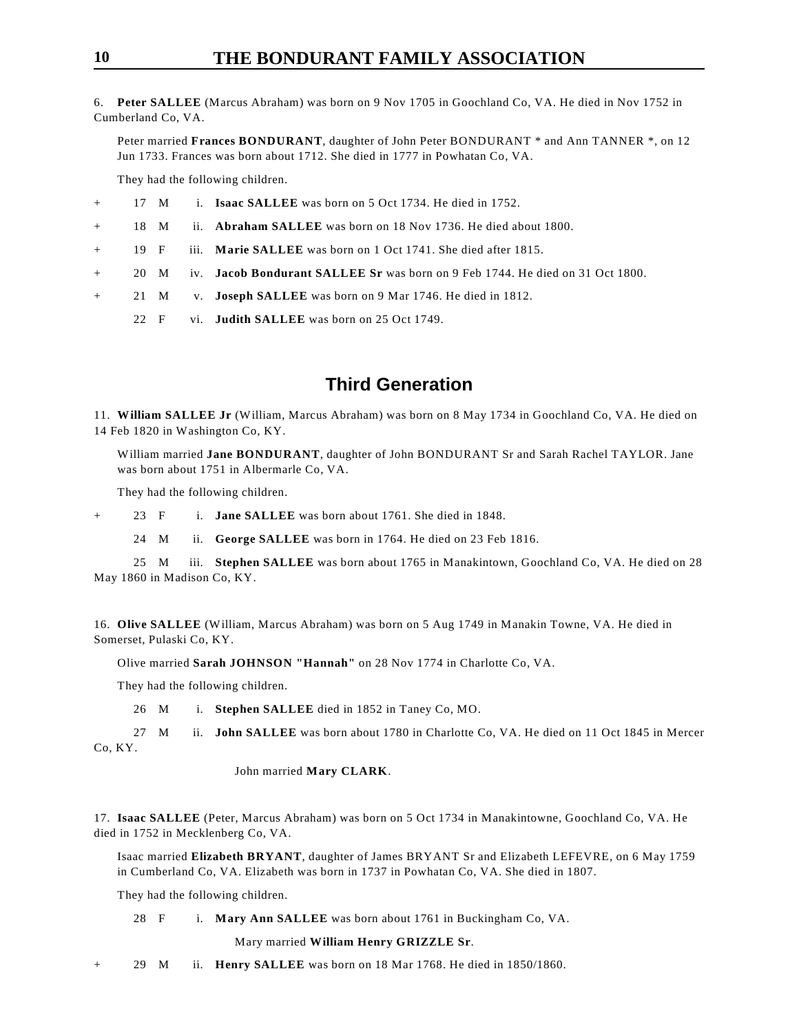6. **Peter SALLEE** (Marcus Abraham) was born on 9 Nov 1705 in Goochland Co, VA. He died in Nov 1752 in Cumberland Co, VA.

Peter married **Frances BONDURANT**, daughter of John Peter BONDURANT * and Ann TANNER *, on 12 Jun 1733. Frances was born about 1712. She died in 1777 in Powhatan Co, VA.

They had the following children.

\+ 17 M i. **Isaac SALLEE** was born on 5 Oct 1734. He died in 1752.

\+ 18 M ii. **Abraham SALLEE** was born on 18 Nov 1736. He died about 1800.

\+ 19 F iii. **Marie SALLEE** was born on 1 Oct 1741. She died after 1815.

\+ 20 M iv. **Jacob Bondurant SALLEE Sr** was born on 9 Feb 1744. He died on 31 Oct 1800.

\+ 21 M v. **Joseph SALLEE** was born on 9 Mar 1746. He died in 1812.

22 F vi. **Judith SALLEE** was born on 25 Oct 1749.

## Third Generation

11. **William SALLEE Jr** (William, Marcus Abraham) was born on 8 May 1734 in Goochland Co, VA. He died on 14 Feb 1820 in Washington Co, KY.

William married **Jane BONDURANT**, daughter of John BONDURANT Sr and Sarah Rachel TAYLOR. Jane was born about 1751 in Albermarle Co, VA.

They had the following children.

\+ 23 F i. **Jane SALLEE** was born about 1761. She died in 1848.

24 M ii. **George SALLEE** was born in 1764. He died on 23 Feb 1816.

25 M iii. **Stephen SALLEE** was born about 1765 in Manakintown, Goochland Co, VA. He died on 28 May 1860 in Madison Co, KY.

16. **Olive SALLEE** (William, Marcus Abraham) was born on 5 Aug 1749 in Manakin Towne, VA. He died in Somerset, Pulaski Co, KY.

Olive married **Sarah JOHNSON "Hannah"** on 28 Nov 1774 in Charlotte Co, VA.

They had the following children.

26 M i. **Stephen SALLEE** died in 1852 in Taney Co, MO.

27 M ii. **John SALLEE** was born about 1780 in Charlotte Co, VA. He died on 11 Oct 1845 in Mercer Co, KY.

John married **Mary CLARK**.

17. **Isaac SALLEE** (Peter, Marcus Abraham) was born on 5 Oct 1734 in Manakintowne, Goochland Co, VA. He died in 1752 in Mecklenberg Co, VA.

Isaac married **Elizabeth BRYANT**, daughter of James BRYANT Sr and Elizabeth LEFEVRE, on 6 May 1759 in Cumberland Co, VA. Elizabeth was born in 1737 in Powhatan Co, VA. She died in 1807.

They had the following children.

28 F i. **Mary Ann SALLEE** was born about 1761 in Buckingham Co, VA.

Mary married **William Henry GRIZZLE Sr**.

\+ 29 M ii. **Henry SALLEE** was born on 18 Mar 1768. He died in 1850/1860.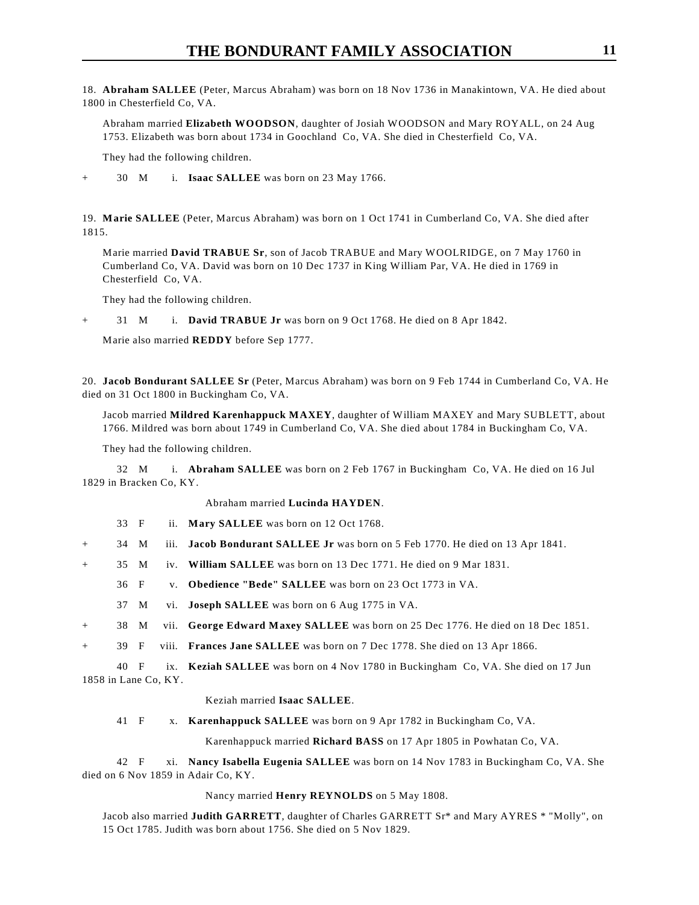18. **Abraham SALLEE** (Peter, Marcus Abraham) was born on 18 Nov 1736 in Manakintown, VA. He died about 1800 in Chesterfield Co, VA.

Abraham married **Elizabeth WOODSON**, daughter of Josiah WOODSON and Mary ROYALL, on 24 Aug 1753. Elizabeth was born about 1734 in Goochland Co, VA. She died in Chesterfield Co, VA.

They had the following children.

\+ 30 M i. **Isaac SALLEE** was born on 23 May 1766.

19. **Marie SALLEE** (Peter, Marcus Abraham) was born on 1 Oct 1741 in Cumberland Co, VA. She died after 1815.

Marie married **David TRABUE Sr**, son of Jacob TRABUE and Mary WOOLRIDGE, on 7 May 1760 in Cumberland Co, VA. David was born on 10 Dec 1737 in King William Par, VA. He died in 1769 in Chesterfield Co, VA.

They had the following children.

\+ 31 M i. **David TRABUE Jr** was born on 9 Oct 1768. He died on 8 Apr 1842.

Marie also married **REDDY** before Sep 1777.

20. **Jacob Bondurant SALLEE Sr** (Peter, Marcus Abraham) was born on 9 Feb 1744 in Cumberland Co, VA. He died on 31 Oct 1800 in Buckingham Co, VA.

Jacob married **Mildred Karenhappuck MAXEY**, daughter of William MAXEY and Mary SUBLETT, about 1766. Mildred was born about 1749 in Cumberland Co, VA. She died about 1784 in Buckingham Co, VA.

They had the following children.

32 M i. **Abraham SALLEE** was born on 2 Feb 1767 in Buckingham Co, VA. He died on 16 Jul 1829 in Bracken Co, KY.

Abraham married **Lucinda HAYDEN**.

33 F ii. **Mary SALLEE** was born on 12 Oct 1768.

\+ 34 M iii. **Jacob Bondurant SALLEE Jr** was born on 5 Feb 1770. He died on 13 Apr 1841.

\+ 35 M iv. **William SALLEE** was born on 13 Dec 1771. He died on 9 Mar 1831.

36 F v. **Obedience "Bede" SALLEE** was born on 23 Oct 1773 in VA.

37 M vi. **Joseph SALLEE** was born on 6 Aug 1775 in VA.

\+ 38 M vii. **George Edward Maxey SALLEE** was born on 25 Dec 1776. He died on 18 Dec 1851.

\+ 39 F viii. **Frances Jane SALLEE** was born on 7 Dec 1778. She died on 13 Apr 1866.

40 F ix. **Keziah SALLEE** was born on 4 Nov 1780 in Buckingham Co, VA. She died on 17 Jun 1858 in Lane Co, KY.

Keziah married **Isaac SALLEE**.

41 F x. **Karenhappuck SALLEE** was born on 9 Apr 1782 in Buckingham Co, VA.

Karenhappuck married **Richard BASS** on 17 Apr 1805 in Powhatan Co, VA.

42 F xi. **Nancy Isabella Eugenia SALLEE** was born on 14 Nov 1783 in Buckingham Co, VA. She died on 6 Nov 1859 in Adair Co, KY.

Nancy married **Henry REYNOLDS** on 5 May 1808.

Jacob also married **Judith GARRETT**, daughter of Charles GARRETT Sr* and Mary AYRES * "Molly", on 15 Oct 1785. Judith was born about 1756. She died on 5 Nov 1829.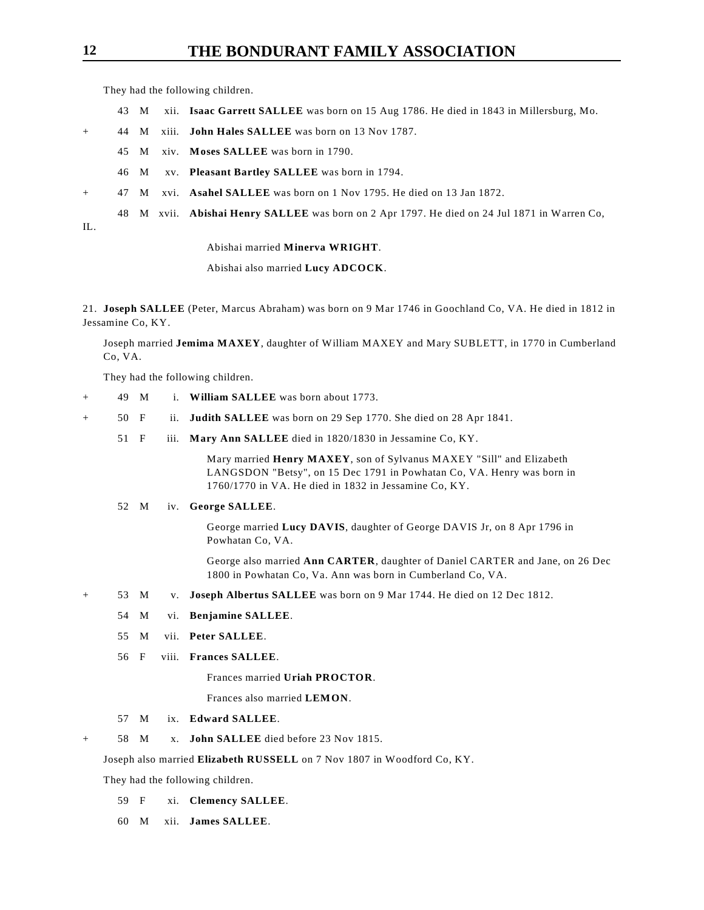They had the following children.

43 M xii. **Isaac Garrett SALLEE** was born on 15 Aug 1786. He died in 1843 in Millersburg, Mo.

\+ 44 M xiii. **John Hales SALLEE** was born on 13 Nov 1787.

45 M xiv. **Moses SALLEE** was born in 1790.

46 M xv. **Pleasant Bartley SALLEE** was born in 1794.

\+ 47 M xvi. **Asahel SALLEE** was born on 1 Nov 1795. He died on 13 Jan 1872.

48 M xvii. **Abishai Henry SALLEE** was born on 2 Apr 1797. He died on 24 Jul 1871 in Warren Co, IL.

Abishai married **Minerva WRIGHT**.

Abishai also married **Lucy ADCOCK**.

21. **Joseph SALLEE** (Peter, Marcus Abraham) was born on 9 Mar 1746 in Goochland Co, VA. He died in 1812 in Jessamine Co, KY.

Joseph married **Jemima MAXEY**, daughter of William MAXEY and Mary SUBLETT, in 1770 in Cumberland Co, VA.

They had the following children.

\+ 49 M i. **William SALLEE** was born about 1773.

\+ 50 F ii. **Judith SALLEE** was born on 29 Sep 1770. She died on 28 Apr 1841.

51 F iii. **Mary Ann SALLEE** died in 1820/1830 in Jessamine Co, KY.

Mary married **Henry MAXEY**, son of Sylvanus MAXEY "Sill" and Elizabeth LANGSDON "Betsy", on 15 Dec 1791 in Powhatan Co, VA. Henry was born in 1760/1770 in VA. He died in 1832 in Jessamine Co, KY.

52 M iv. **George SALLEE**.

George married **Lucy DAVIS**, daughter of George DAVIS Jr, on 8 Apr 1796 in Powhatan Co, VA.

George also married **Ann CARTER**, daughter of Daniel CARTER and Jane, on 26 Dec 1800 in Powhatan Co, Va. Ann was born in Cumberland Co, VA.

\+ 53 M v. **Joseph Albertus SALLEE** was born on 9 Mar 1744. He died on 12 Dec 1812.

54 M vi. **Benjamine SALLEE**.

55 M vii. **Peter SALLEE**.

56 F viii. **Frances SALLEE**.

Frances married **Uriah PROCTOR**.

Frances also married **LEMON**.

57 M ix. **Edward SALLEE**.

\+ 58 M x. **John SALLEE** died before 23 Nov 1815.

Joseph also married **Elizabeth RUSSELL** on 7 Nov 1807 in Woodford Co, KY.

They had the following children.

59 F xi. **Clemency SALLEE**.

60 M xii. **James SALLEE**.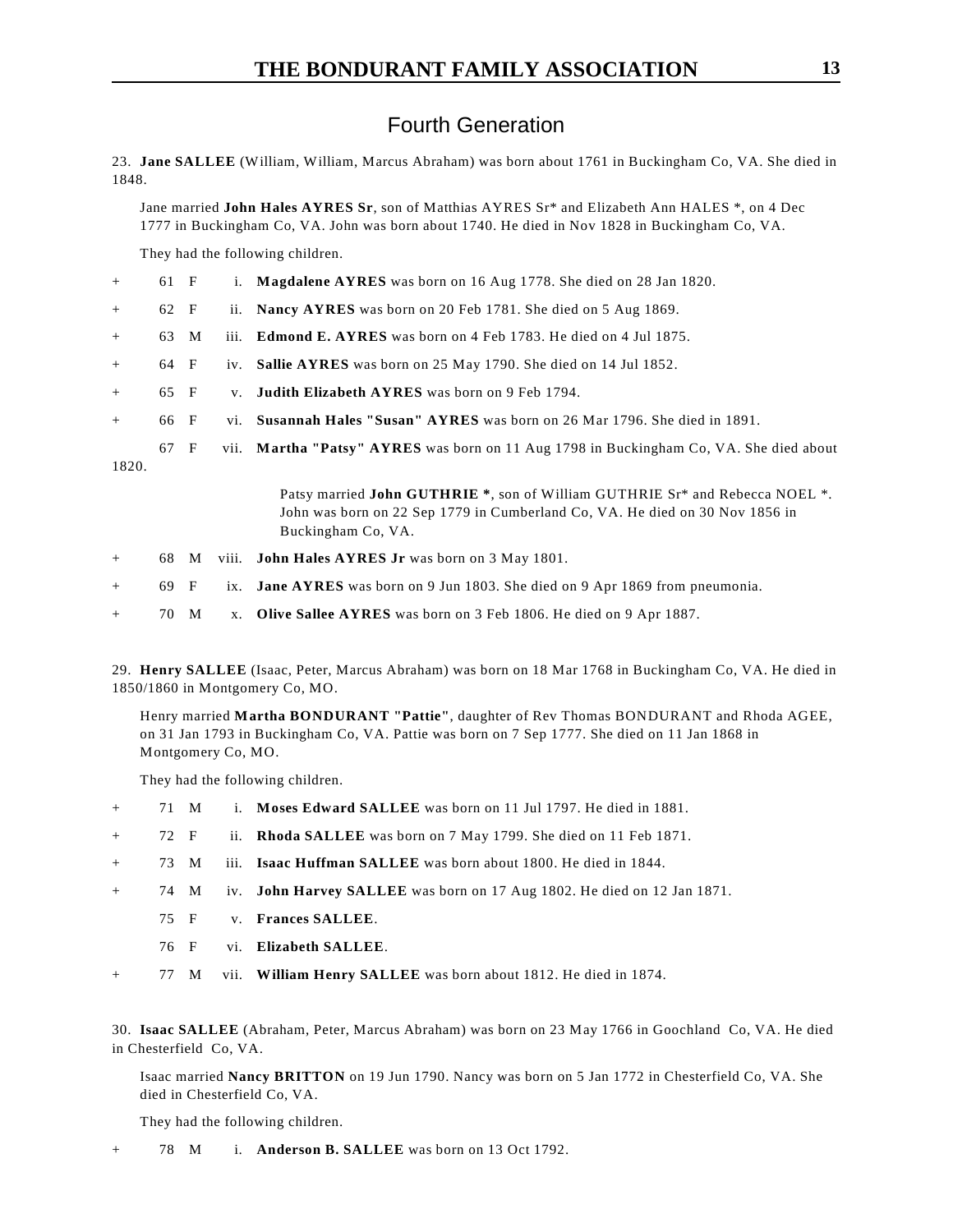## Fourth Generation

23. **Jane SALLEE** (William, William, Marcus Abraham) was born about 1761 in Buckingham Co, VA. She died in 1848.

Jane married **John Hales AYRES Sr**, son of Matthias AYRES Sr* and Elizabeth Ann HALES *, on 4 Dec 1777 in Buckingham Co, VA. John was born about 1740. He died in Nov 1828 in Buckingham Co, VA.

They had the following children.

+ 61 F i. **Magdalene AYRES** was born on 16 Aug 1778. She died on 28 Jan 1820.

+ 62 F ii. **Nancy AYRES** was born on 20 Feb 1781. She died on 5 Aug 1869.

+ 63 M iii. **Edmond E. AYRES** was born on 4 Feb 1783. He died on 4 Jul 1875.

+ 64 F iv. **Sallie AYRES** was born on 25 May 1790. She died on 14 Jul 1852.

+ 65 F v. **Judith Elizabeth AYRES** was born on 9 Feb 1794.

+ 66 F vi. **Susannah Hales "Susan" AYRES** was born on 26 Mar 1796. She died in 1891.

67 F vii. **Martha "Patsy" AYRES** was born on 11 Aug 1798 in Buckingham Co, VA. She died about 1820.

Patsy married **John GUTHRIE ***, son of William GUTHRIE Sr* and Rebecca NOEL *. John was born on 22 Sep 1779 in Cumberland Co, VA. He died on 30 Nov 1856 in Buckingham Co, VA.

+ 68 M viii. **John Hales AYRES Jr** was born on 3 May 1801.

+ 69 F ix. **Jane AYRES** was born on 9 Jun 1803. She died on 9 Apr 1869 from pneumonia.

+ 70 M x. **Olive Sallee AYRES** was born on 3 Feb 1806. He died on 9 Apr 1887.

29. **Henry SALLEE** (Isaac, Peter, Marcus Abraham) was born on 18 Mar 1768 in Buckingham Co, VA. He died in 1850/1860 in Montgomery Co, MO.

Henry married **Martha BONDURANT "Pattie"**, daughter of Rev Thomas BONDURANT and Rhoda AGEE, on 31 Jan 1793 in Buckingham Co, VA. Pattie was born on 7 Sep 1777. She died on 11 Jan 1868 in Montgomery Co, MO.

They had the following children.

+ 71 M i. **Moses Edward SALLEE** was born on 11 Jul 1797. He died in 1881.

+ 72 F ii. **Rhoda SALLEE** was born on 7 May 1799. She died on 11 Feb 1871.

+ 73 M iii. **Isaac Huffman SALLEE** was born about 1800. He died in 1844.

+ 74 M iv. **John Harvey SALLEE** was born on 17 Aug 1802. He died on 12 Jan 1871.

75 F v. **Frances SALLEE**.

76 F vi. **Elizabeth SALLEE**.

+ 77 M vii. **William Henry SALLEE** was born about 1812. He died in 1874.

30. **Isaac SALLEE** (Abraham, Peter, Marcus Abraham) was born on 23 May 1766 in Goochland Co, VA. He died in Chesterfield Co, VA.

Isaac married **Nancy BRITTON** on 19 Jun 1790. Nancy was born on 5 Jan 1772 in Chesterfield Co, VA. She died in Chesterfield Co, VA.

They had the following children.

+ 78 M i. **Anderson B. SALLEE** was born on 13 Oct 1792.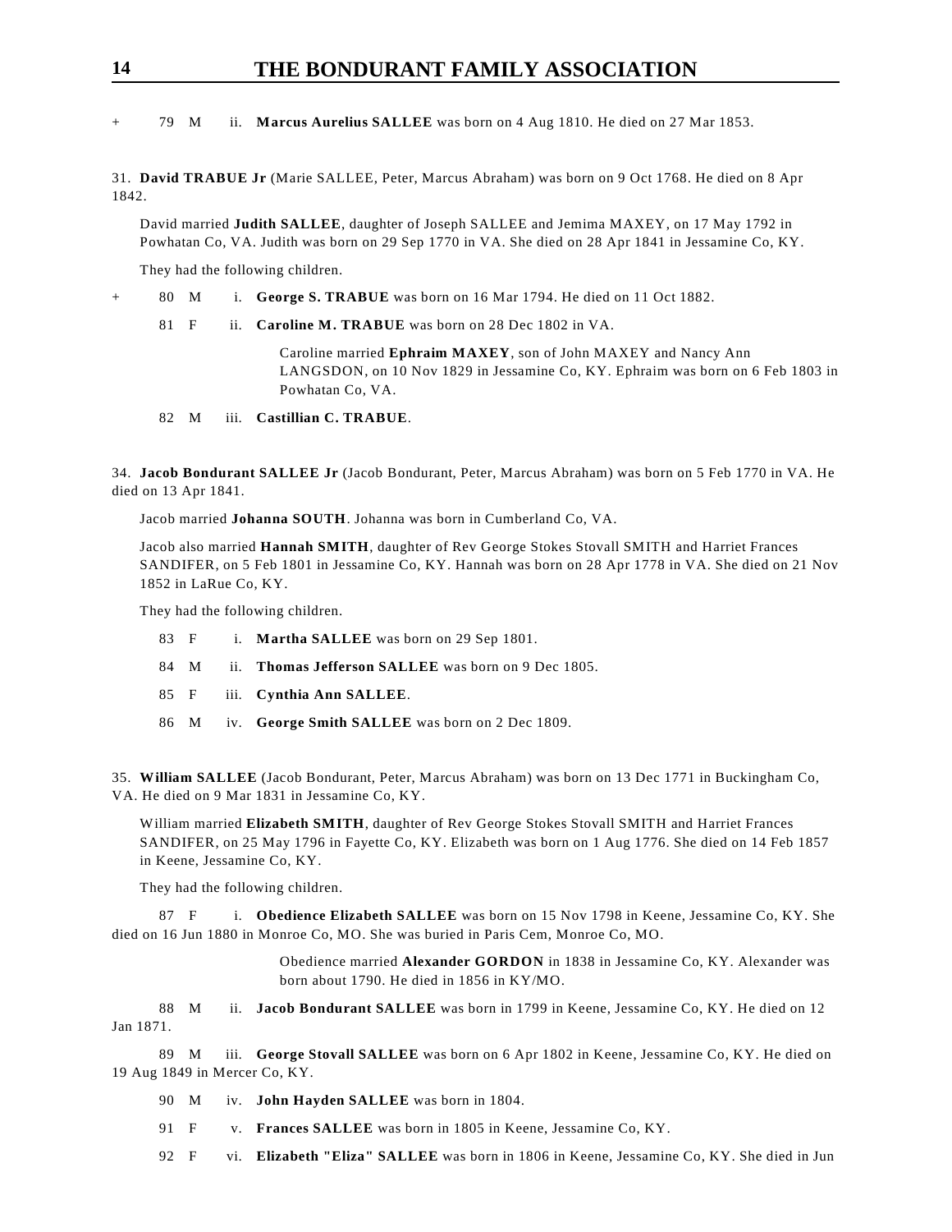\+ 79 M ii. **Marcus Aurelius SALLEE** was born on 4 Aug 1810. He died on 27 Mar 1853.

31. **David TRABUE Jr** (Marie SALLEE, Peter, Marcus Abraham) was born on 9 Oct 1768. He died on 8 Apr 1842.

David married **Judith SALLEE**, daughter of Joseph SALLEE and Jemima MAXEY, on 17 May 1792 in Powhatan Co, VA. Judith was born on 29 Sep 1770 in VA. She died on 28 Apr 1841 in Jessamine Co, KY.

They had the following children.

\+ 80 M i. **George S. TRABUE** was born on 16 Mar 1794. He died on 11 Oct 1882.

81 F ii. **Caroline M. TRABUE** was born on 28 Dec 1802 in VA.

Caroline married **Ephraim MAXEY**, son of John MAXEY and Nancy Ann LANGSDON, on 10 Nov 1829 in Jessamine Co, KY. Ephraim was born on 6 Feb 1803 in Powhatan Co, VA.

82 M iii. **Castillian C. TRABUE**.

34. **Jacob Bondurant SALLEE Jr** (Jacob Bondurant, Peter, Marcus Abraham) was born on 5 Feb 1770 in VA. He died on 13 Apr 1841.

Jacob married **Johanna SOUTH**. Johanna was born in Cumberland Co, VA.

Jacob also married **Hannah SMITH**, daughter of Rev George Stokes Stovall SMITH and Harriet Frances SANDIFER, on 5 Feb 1801 in Jessamine Co, KY. Hannah was born on 28 Apr 1778 in VA. She died on 21 Nov 1852 in LaRue Co, KY.

They had the following children.

83 F i. **Martha SALLEE** was born on 29 Sep 1801.

84 M ii. **Thomas Jefferson SALLEE** was born on 9 Dec 1805.

85 F iii. **Cynthia Ann SALLEE**.

86 M iv. **George Smith SALLEE** was born on 2 Dec 1809.

35. **William SALLEE** (Jacob Bondurant, Peter, Marcus Abraham) was born on 13 Dec 1771 in Buckingham Co, VA. He died on 9 Mar 1831 in Jessamine Co, KY.

William married **Elizabeth SMITH**, daughter of Rev George Stokes Stovall SMITH and Harriet Frances SANDIFER, on 25 May 1796 in Fayette Co, KY. Elizabeth was born on 1 Aug 1776. She died on 14 Feb 1857 in Keene, Jessamine Co, KY.

They had the following children.

87 F i. **Obedience Elizabeth SALLEE** was born on 15 Nov 1798 in Keene, Jessamine Co, KY. She died on 16 Jun 1880 in Monroe Co, MO. She was buried in Paris Cem, Monroe Co, MO.

Obedience married **Alexander GORDON** in 1838 in Jessamine Co, KY. Alexander was born about 1790. He died in 1856 in KY/MO.

88 M ii. **Jacob Bondurant SALLEE** was born in 1799 in Keene, Jessamine Co, KY. He died on 12 Jan 1871.

89 M iii. **George Stovall SALLEE** was born on 6 Apr 1802 in Keene, Jessamine Co, KY. He died on 19 Aug 1849 in Mercer Co, KY.

90 M iv. **John Hayden SALLEE** was born in 1804.

91 F v. **Frances SALLEE** was born in 1805 in Keene, Jessamine Co, KY.

92 F vi. **Elizabeth "Eliza" SALLEE** was born in 1806 in Keene, Jessamine Co, KY. She died in Jun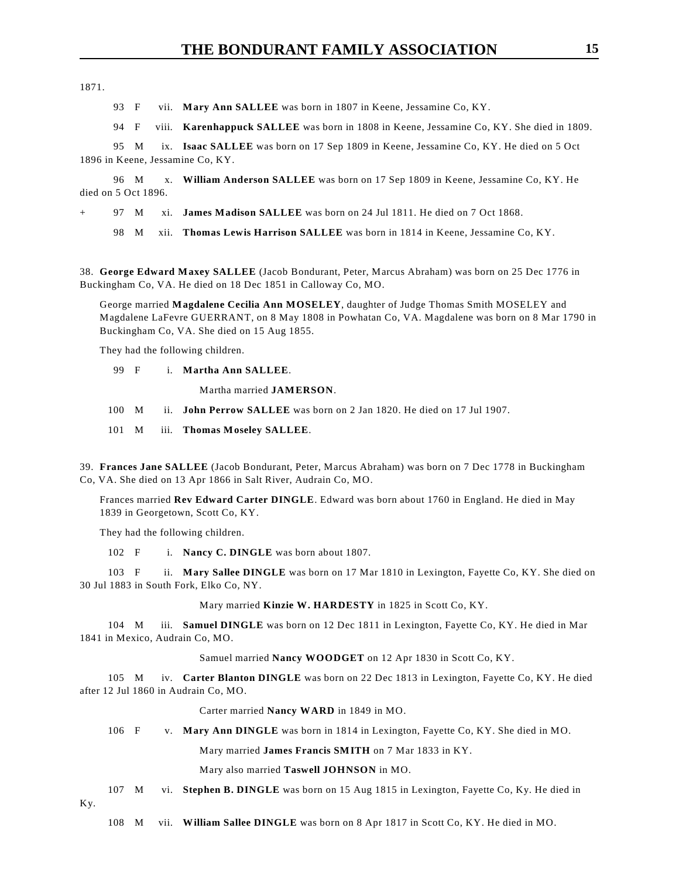1871.

93 F vii. **Mary Ann SALLEE** was born in 1807 in Keene, Jessamine Co, KY.

94 F viii. **Karenhappuck SALLEE** was born in 1808 in Keene, Jessamine Co, KY. She died in 1809.

95 M ix. **Isaac SALLEE** was born on 17 Sep 1809 in Keene, Jessamine Co, KY. He died on 5 Oct 1896 in Keene, Jessamine Co, KY.

96 M x. **William Anderson SALLEE** was born on 17 Sep 1809 in Keene, Jessamine Co, KY. He died on 5 Oct 1896.

\+ 97 M xi. **James Madison SALLEE** was born on 24 Jul 1811. He died on 7 Oct 1868.

98 M xii. **Thomas Lewis Harrison SALLEE** was born in 1814 in Keene, Jessamine Co, KY.

38. **George Edward Maxey SALLEE** (Jacob Bondurant, Peter, Marcus Abraham) was born on 25 Dec 1776 in Buckingham Co, VA. He died on 18 Dec 1851 in Calloway Co, MO.

George married **Magdalene Cecilia Ann MOSELEY**, daughter of Judge Thomas Smith MOSELEY and Magdalene LaFevre GUERRANT, on 8 May 1808 in Powhatan Co, VA. Magdalene was born on 8 Mar 1790 in Buckingham Co, VA. She died on 15 Aug 1855.

They had the following children.

99 F i. **Martha Ann SALLEE**.

Martha married **JAMERSON**.

100 M ii. **John Perrow SALLEE** was born on 2 Jan 1820. He died on 17 Jul 1907.

101 M iii. **Thomas Moseley SALLEE**.

39. **Frances Jane SALLEE** (Jacob Bondurant, Peter, Marcus Abraham) was born on 7 Dec 1778 in Buckingham Co, VA. She died on 13 Apr 1866 in Salt River, Audrain Co, MO.

Frances married **Rev Edward Carter DINGLE**. Edward was born about 1760 in England. He died in May 1839 in Georgetown, Scott Co, KY.

They had the following children.

102 F i. **Nancy C. DINGLE** was born about 1807.

103 F ii. **Mary Sallee DINGLE** was born on 17 Mar 1810 in Lexington, Fayette Co, KY. She died on 30 Jul 1883 in South Fork, Elko Co, NY.

Mary married **Kinzie W. HARDESTY** in 1825 in Scott Co, KY.

104 M iii. **Samuel DINGLE** was born on 12 Dec 1811 in Lexington, Fayette Co, KY. He died in Mar 1841 in Mexico, Audrain Co, MO.

Samuel married **Nancy WOODGET** on 12 Apr 1830 in Scott Co, KY.

105 M iv. **Carter Blanton DINGLE** was born on 22 Dec 1813 in Lexington, Fayette Co, KY. He died after 12 Jul 1860 in Audrain Co, MO.

Carter married **Nancy WARD** in 1849 in MO.

106 F v. **Mary Ann DINGLE** was born in 1814 in Lexington, Fayette Co, KY. She died in MO.

Mary married **James Francis SMITH** on 7 Mar 1833 in KY.

Mary also married **Taswell JOHNSON** in MO.

107 M vi. **Stephen B. DINGLE** was born on 15 Aug 1815 in Lexington, Fayette Co, Ky. He died in Ky.

108 M vii. **William Sallee DINGLE** was born on 8 Apr 1817 in Scott Co, KY. He died in MO.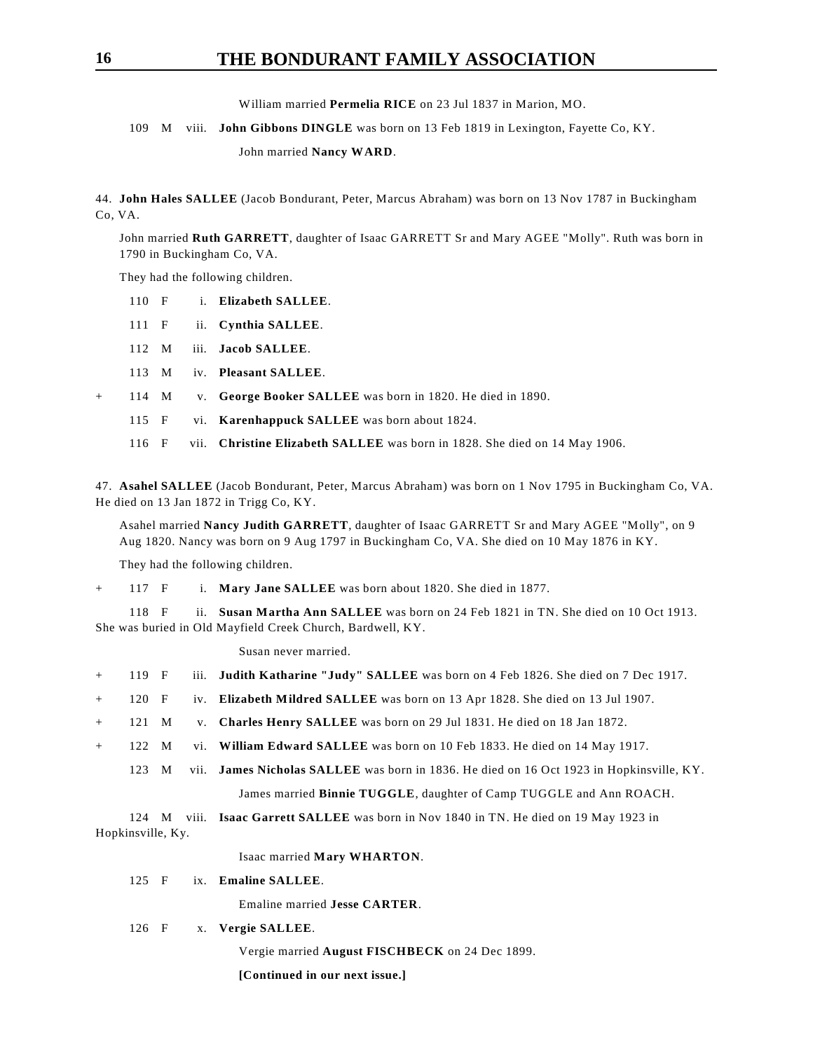William married **Permelia RICE** on 23 Jul 1837 in Marion, MO.

109 M viii. **John Gibbons DINGLE** was born on 13 Feb 1819 in Lexington, Fayette Co, KY.

John married **Nancy WARD**.

44. **John Hales SALLEE** (Jacob Bondurant, Peter, Marcus Abraham) was born on 13 Nov 1787 in Buckingham Co, VA.

John married **Ruth GARRETT**, daughter of Isaac GARRETT Sr and Mary AGEE "Molly". Ruth was born in 1790 in Buckingham Co, VA.

They had the following children.

110 F i. **Elizabeth SALLEE**.

111 F ii. **Cynthia SALLEE**.

112 M iii. **Jacob SALLEE**.

113 M iv. **Pleasant SALLEE**.

\+ 114 M v. **George Booker SALLEE** was born in 1820. He died in 1890.

115 F vi. **Karenhappuck SALLEE** was born about 1824.

116 F vii. **Christine Elizabeth SALLEE** was born in 1828. She died on 14 May 1906.

47. **Asahel SALLEE** (Jacob Bondurant, Peter, Marcus Abraham) was born on 1 Nov 1795 in Buckingham Co, VA. He died on 13 Jan 1872 in Trigg Co, KY.

Asahel married **Nancy Judith GARRETT**, daughter of Isaac GARRETT Sr and Mary AGEE "Molly", on 9 Aug 1820. Nancy was born on 9 Aug 1797 in Buckingham Co, VA. She died on 10 May 1876 in KY.

They had the following children.

\+ 117 F i. **Mary Jane SALLEE** was born about 1820. She died in 1877.

118 F ii. **Susan Martha Ann SALLEE** was born on 24 Feb 1821 in TN. She died on 10 Oct 1913. She was buried in Old Mayfield Creek Church, Bardwell, KY.

Susan never married.

\+ 119 F iii. **Judith Katharine "Judy" SALLEE** was born on 4 Feb 1826. She died on 7 Dec 1917.

\+ 120 F iv. **Elizabeth Mildred SALLEE** was born on 13 Apr 1828. She died on 13 Jul 1907.

\+ 121 M v. **Charles Henry SALLEE** was born on 29 Jul 1831. He died on 18 Jan 1872.

\+ 122 M vi. **William Edward SALLEE** was born on 10 Feb 1833. He died on 14 May 1917.

123 M vii. **James Nicholas SALLEE** was born in 1836. He died on 16 Oct 1923 in Hopkinsville, KY.

James married **Binnie TUGGLE**, daughter of Camp TUGGLE and Ann ROACH.

124 M viii. **Isaac Garrett SALLEE** was born in Nov 1840 in TN. He died on 19 May 1923 in Hopkinsville, Ky.

Isaac married **Mary WHARTON**.

125 F ix. **Emaline SALLEE**.

Emaline married **Jesse CARTER**.

126 F x. **Vergie SALLEE**.

Vergie married **August FISCHBECK** on 24 Dec 1899.

**[Continued in our next issue.]**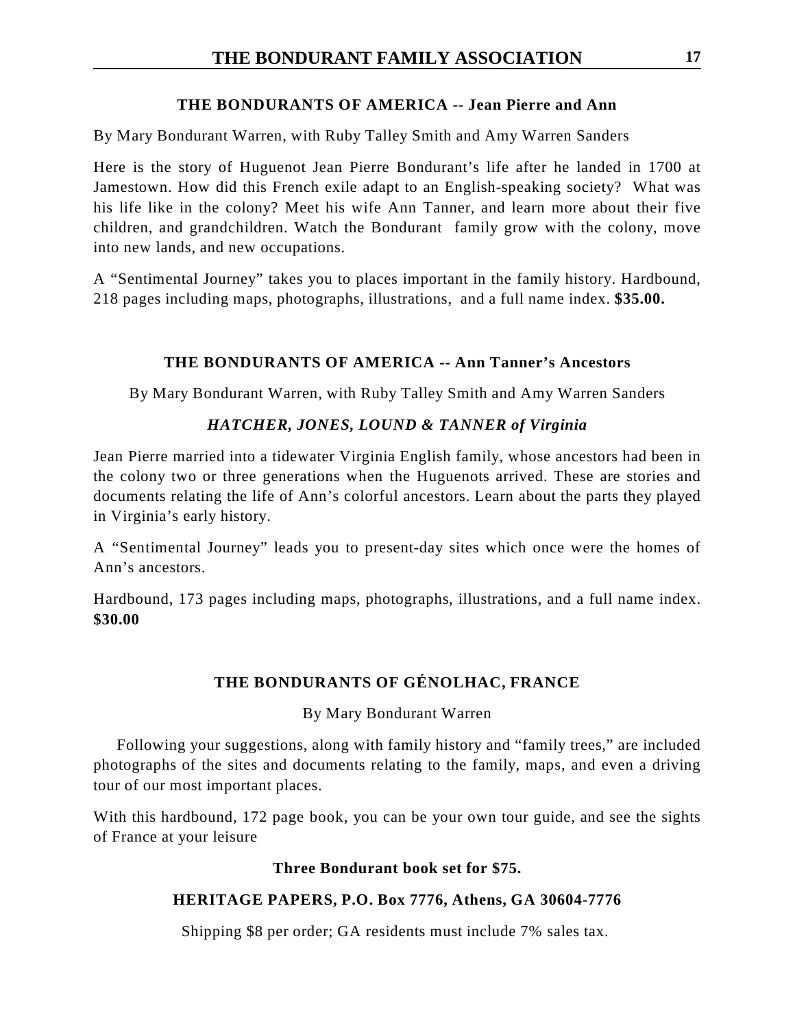## THE BONDURANTS OF AMERICA -- Jean Pierre and Ann

By Mary Bondurant Warren, with Ruby Talley Smith and Amy Warren Sanders

Here is the story of Huguenot Jean Pierre Bondurant's life after he landed in 1700 at Jamestown. How did this French exile adapt to an English-speaking society? What was his life like in the colony? Meet his wife Ann Tanner, and learn more about their five children, and grandchildren. Watch the Bondurant family grow with the colony, move into new lands, and new occupations.

A "Sentimental Journey" takes you to places important in the family history. Hardbound, 218 pages including maps, photographs, illustrations, and a full name index. **$35.00.**

## THE BONDURANTS OF AMERICA -- Ann Tanner's Ancestors

By Mary Bondurant Warren, with Ruby Talley Smith and Amy Warren Sanders

***HATCHER, JONES, LOUND & TANNER of Virginia***

Jean Pierre married into a tidewater Virginia English family, whose ancestors had been in the colony two or three generations when the Huguenots arrived. These are stories and documents relating the life of Ann's colorful ancestors. Learn about the parts they played in Virginia's early history.

A "Sentimental Journey" leads you to present-day sites which once were the homes of Ann's ancestors.

Hardbound, 173 pages including maps, photographs, illustrations, and a full name index. **$30.00**

## THE BONDURANTS OF GÉNOLHAC, FRANCE

By Mary Bondurant Warren

Following your suggestions, along with family history and "family trees," are included photographs of the sites and documents relating to the family, maps, and even a driving tour of our most important places.

With this hardbound, 172 page book, you can be your own tour guide, and see the sights of France at your leisure

**Three Bondurant book set for $75.**

**HERITAGE PAPERS, P.O. Box 7776, Athens, GA 30604-7776**

Shipping $8 per order; GA residents must include 7% sales tax.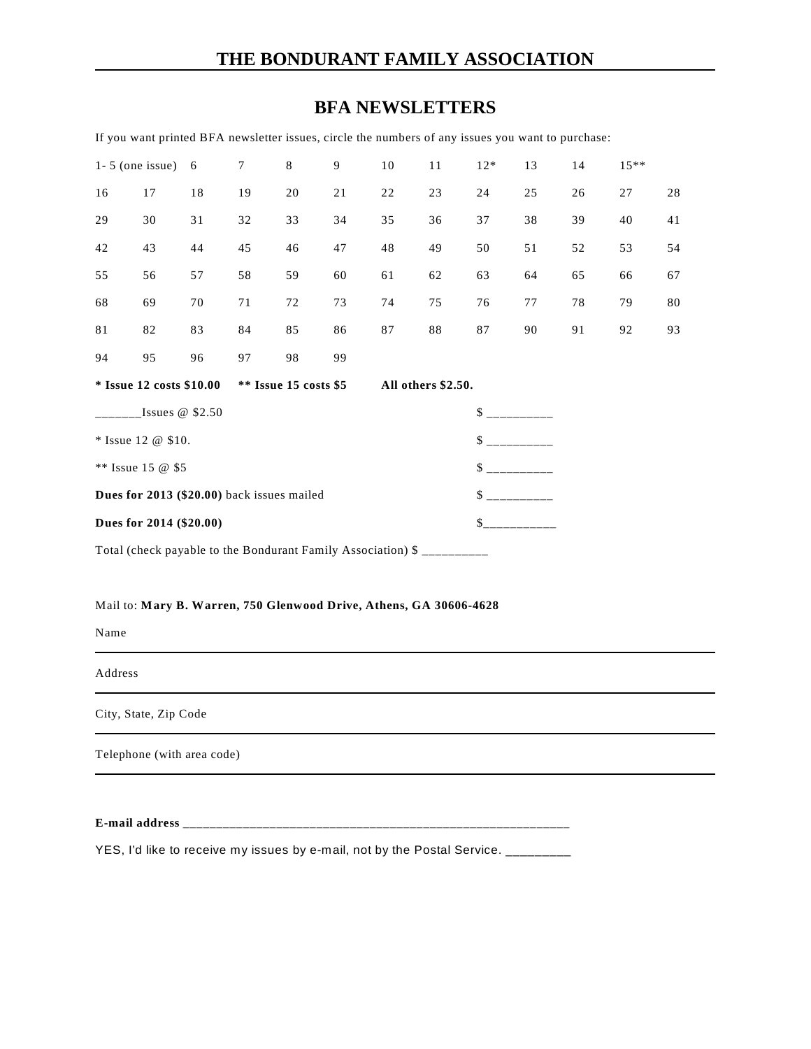# THE BONDURANT FAMILY ASSOCIATION

## BFA NEWSLETTERS

If you want printed BFA newsletter issues, circle the numbers of any issues you want to purchase:

| | | | | | | | | | | | | |
|---|---|---|---|---|---|---|---|---|---|---|---|---|
| 1- 5 (one issue) | | 6 | 7 | 8 | 9 | 10 | 11 | 12* | 13 | 14 | 15** | |
| 16 | 17 | 18 | 19 | 20 | 21 | 22 | 23 | 24 | 25 | 26 | 27 | 28 |
| 29 | 30 | 31 | 32 | 33 | 34 | 35 | 36 | 37 | 38 | 39 | 40 | 41 |
| 42 | 43 | 44 | 45 | 46 | 47 | 48 | 49 | 50 | 51 | 52 | 53 | 54 |
| 55 | 56 | 57 | 58 | 59 | 60 | 61 | 62 | 63 | 64 | 65 | 66 | 67 |
| 68 | 69 | 70 | 71 | 72 | 73 | 74 | 75 | 76 | 77 | 78 | 79 | 80 |
| 81 | 82 | 83 | 84 | 85 | 86 | 87 | 88 | 87 | 90 | 91 | 92 | 93 |
| 94 | 95 | 96 | 97 | 98 | 99 | | | | | | | |

**\* Issue 12 costs $10.00** **\*\* Issue 15 costs $5** **All others $2.50.**

_______Issues @ $2.50 $ __________

* Issue 12 @ $10. $ __________

** Issue 15 @ $5 $ __________

**Dues for 2013 ($20.00)** back issues mailed $ __________

**Dues for 2014 ($20.00)** $___________

Total (check payable to the Bondurant Family Association) $ __________

Mail to: **Mary B. Warren, 750 Glenwood Drive, Athens, GA 30606-4628**

Name

---

Address

---

City, State, Zip Code

---

Telephone (with area code)

---

**E-mail address** ___________________________________________________________

YES, I'd like to receive my issues by e-mail, not by the Postal Service. _________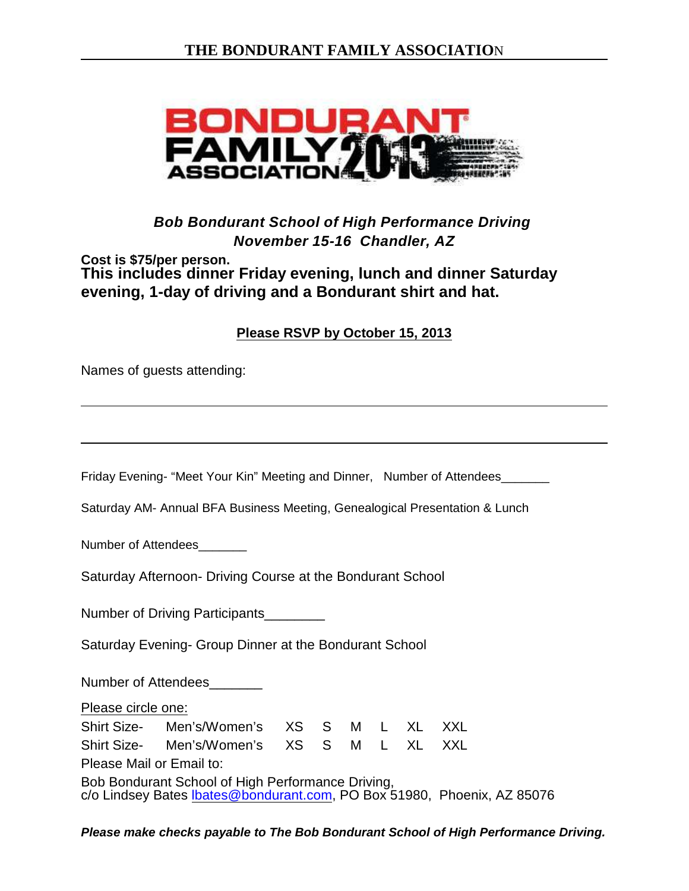# THE BONDURANT FAMILY ASSOCIATION

***Bob Bondurant School of High Performance Driving***
***November 15-16 Chandler, AZ***

**Cost is $75/per person.**
**This includes dinner Friday evening, lunch and dinner Saturday evening, 1-day of driving and a Bondurant shirt and hat.**

**Please RSVP by October 15, 2013**

Names of guests attending:

\_\_\_\_\_\_\_\_\_\_\_\_\_\_\_\_\_\_\_\_\_\_\_\_\_\_\_\_\_\_\_\_\_\_\_\_\_\_\_\_\_\_\_\_\_\_\_\_\_\_\_\_\_\_\_\_\_\_\_\_\_\_\_\_

\_\_\_\_\_\_\_\_\_\_\_\_\_\_\_\_\_\_\_\_\_\_\_\_\_\_\_\_\_\_\_\_\_\_\_\_\_\_\_\_\_\_\_\_\_\_\_\_\_\_\_\_\_\_\_\_\_\_\_\_\_\_\_\_

Friday Evening- "Meet Your Kin" Meeting and Dinner, Number of Attendees\_\_\_\_\_\_\_

Saturday AM- Annual BFA Business Meeting, Genealogical Presentation & Lunch

Number of Attendees\_\_\_\_\_\_\_

Saturday Afternoon- Driving Course at the Bondurant School

Number of Driving Participants\_\_\_\_\_\_\_\_

Saturday Evening- Group Dinner at the Bondurant School

Number of Attendees\_\_\_\_\_\_\_

Please circle one:

Shirt Size- Men's/Women's XS S M L XL XXL

Shirt Size- Men's/Women's XS S M L XL XXL

Please Mail or Email to:

Bob Bondurant School of High Performance Driving,
c/o Lindsey Bates lbates@bondurant.com, PO Box 51980, Phoenix, AZ 85076

***Please make checks payable to The Bob Bondurant School of High Performance Driving.***